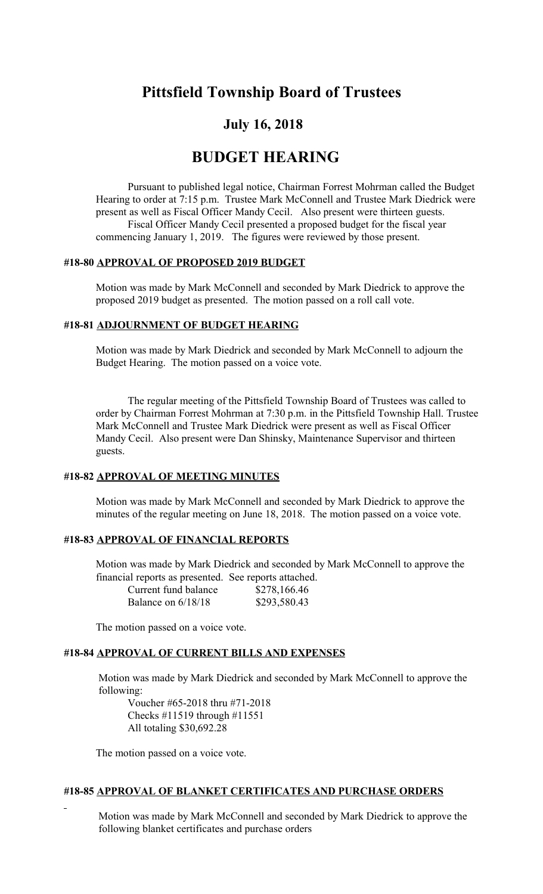# Pittsfield Township Board of Trustees

## July 16, 2018

# BUDGET HEARING

Pursuant to published legal notice, Chairman Forrest Mohrman called the Budget Hearing to order at 7:15 p.m. Trustee Mark McConnell and Trustee Mark Diedrick were present as well as Fiscal Officer Mandy Cecil. Also present were thirteen guests.

Fiscal Officer Mandy Cecil presented a proposed budget for the fiscal year commencing January 1, 2019. The figures were reviewed by those present.

### #18-80 APPROVAL OF PROPOSED 2019 BUDGET

Motion was made by Mark McConnell and seconded by Mark Diedrick to approve the proposed 2019 budget as presented. The motion passed on a roll call vote.

### #18-81 ADJOURNMENT OF BUDGET HEARING

Motion was made by Mark Diedrick and seconded by Mark McConnell to adjourn the Budget Hearing. The motion passed on a voice vote.

The regular meeting of the Pittsfield Township Board of Trustees was called to order by Chairman Forrest Mohrman at 7:30 p.m. in the Pittsfield Township Hall. Trustee Mark McConnell and Trustee Mark Diedrick were present as well as Fiscal Officer Mandy Cecil. Also present were Dan Shinsky, Maintenance Supervisor and thirteen guests.

### #18-82 APPROVAL OF MEETING MINUTES

Motion was made by Mark McConnell and seconded by Mark Diedrick to approve the minutes of the regular meeting on June 18, 2018. The motion passed on a voice vote.

### #18-83 APPROVAL OF FINANCIAL REPORTS

Motion was made by Mark Diedrick and seconded by Mark McConnell to approve the financial reports as presented. See reports attached.

| | |
|---|---|
| Current fund balance | $278,166.46 |
| Balance on 6/18/18 | $293,580.43 |

The motion passed on a voice vote.

### #18-84 APPROVAL OF CURRENT BILLS AND EXPENSES

Motion was made by Mark Diedrick and seconded by Mark McConnell to approve the following:

Voucher #65-2018 thru #71-2018
Checks #11519 through #11551
All totaling $30,692.28

The motion passed on a voice vote.

### #18-85 APPROVAL OF BLANKET CERTIFICATES AND PURCHASE ORDERS

Motion was made by Mark McConnell and seconded by Mark Diedrick to approve the following blanket certificates and purchase orders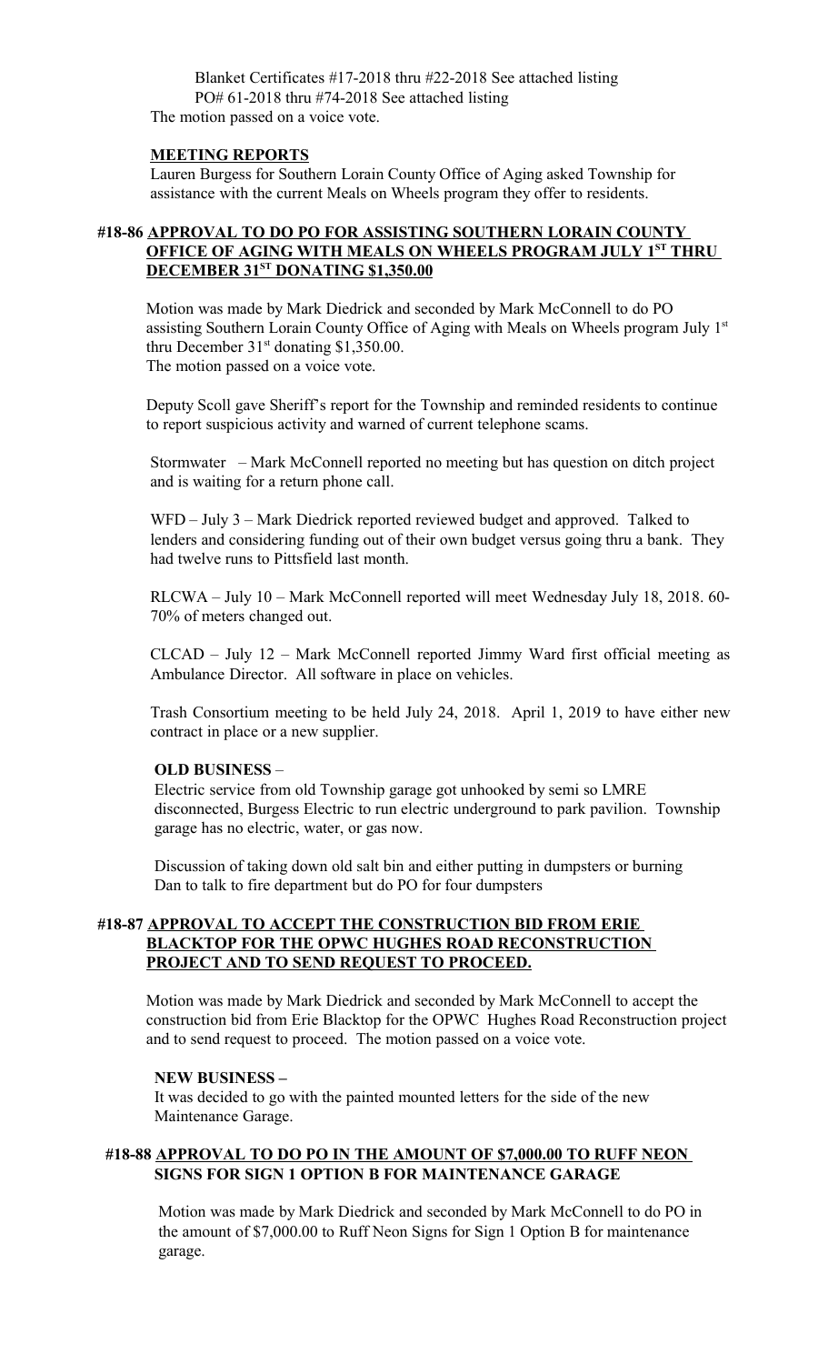Blanket Certificates #17-2018 thru #22-2018 See attached listing
PO# 61-2018 thru #74-2018 See attached listing

The motion passed on a voice vote.

**MEETING REPORTS**

Lauren Burgess for Southern Lorain County Office of Aging asked Township for assistance with the current Meals on Wheels program they offer to residents.

**#18-86 APPROVAL TO DO PO FOR ASSISTING SOUTHERN LORAIN COUNTY OFFICE OF AGING WITH MEALS ON WHEELS PROGRAM JULY 1ST THRU DECEMBER 31ST DONATING $1,350.00**

Motion was made by Mark Diedrick and seconded by Mark McConnell to do PO assisting Southern Lorain County Office of Aging with Meals on Wheels program July 1st thru December 31st donating $1,350.00.
The motion passed on a voice vote.

Deputy Scoll gave Sheriff's report for the Township and reminded residents to continue to report suspicious activity and warned of current telephone scams.

Stormwater – Mark McConnell reported no meeting but has question on ditch project and is waiting for a return phone call.

WFD – July 3 – Mark Diedrick reported reviewed budget and approved. Talked to lenders and considering funding out of their own budget versus going thru a bank. They had twelve runs to Pittsfield last month.

RLCWA – July 10 – Mark McConnell reported will meet Wednesday July 18, 2018. 60-70% of meters changed out.

CLCAD – July 12 – Mark McConnell reported Jimmy Ward first official meeting as Ambulance Director. All software in place on vehicles.

Trash Consortium meeting to be held July 24, 2018. April 1, 2019 to have either new contract in place or a new supplier.

**OLD BUSINESS** –

Electric service from old Township garage got unhooked by semi so LMRE disconnected, Burgess Electric to run electric underground to park pavilion. Township garage has no electric, water, or gas now.

Discussion of taking down old salt bin and either putting in dumpsters or burning
Dan to talk to fire department but do PO for four dumpsters

**#18-87 APPROVAL TO ACCEPT THE CONSTRUCTION BID FROM ERIE BLACKTOP FOR THE OPWC HUGHES ROAD RECONSTRUCTION PROJECT AND TO SEND REQUEST TO PROCEED.**

Motion was made by Mark Diedrick and seconded by Mark McConnell to accept the construction bid from Erie Blacktop for the OPWC Hughes Road Reconstruction project and to send request to proceed. The motion passed on a voice vote.

**NEW BUSINESS –**

It was decided to go with the painted mounted letters for the side of the new Maintenance Garage.

**#18-88 APPROVAL TO DO PO IN THE AMOUNT OF $7,000.00 TO RUFF NEON SIGNS FOR SIGN 1 OPTION B FOR MAINTENANCE GARAGE**

Motion was made by Mark Diedrick and seconded by Mark McConnell to do PO in the amount of $7,000.00 to Ruff Neon Signs for Sign 1 Option B for maintenance garage.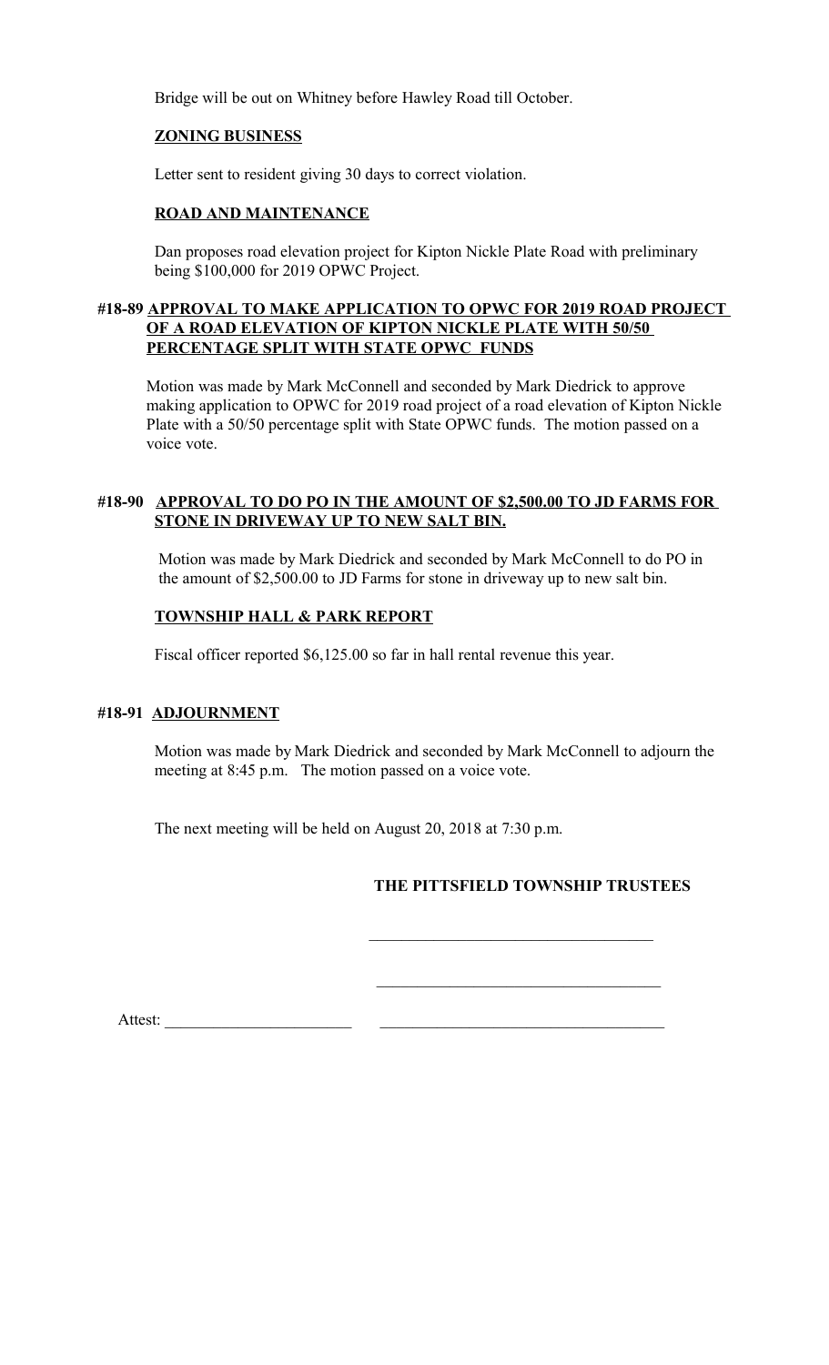Bridge will be out on Whitney before Hawley Road till October.

**ZONING BUSINESS**

Letter sent to resident giving 30 days to correct violation.

**ROAD AND MAINTENANCE**

Dan proposes road elevation project for Kipton Nickle Plate Road with preliminary being $100,000 for 2019 OPWC Project.

**#18-89 APPROVAL TO MAKE APPLICATION TO OPWC FOR 2019 ROAD PROJECT OF A ROAD ELEVATION OF KIPTON NICKLE PLATE WITH 50/50 PERCENTAGE SPLIT WITH STATE OPWC FUNDS**

Motion was made by Mark McConnell and seconded by Mark Diedrick to approve making application to OPWC for 2019 road project of a road elevation of Kipton Nickle Plate with a 50/50 percentage split with State OPWC funds. The motion passed on a voice vote.

**#18-90 APPROVAL TO DO PO IN THE AMOUNT OF $2,500.00 TO JD FARMS FOR STONE IN DRIVEWAY UP TO NEW SALT BIN.**

Motion was made by Mark Diedrick and seconded by Mark McConnell to do PO in the amount of $2,500.00 to JD Farms for stone in driveway up to new salt bin.

**TOWNSHIP HALL & PARK REPORT**

Fiscal officer reported $6,125.00 so far in hall rental revenue this year.

**#18-91 ADJOURNMENT**

Motion was made by Mark Diedrick and seconded by Mark McConnell to adjourn the meeting at 8:45 p.m. The motion passed on a voice vote.

The next meeting will be held on August 20, 2018 at 7:30 p.m.

**THE PITTSFIELD TOWNSHIP TRUSTEES**

\_\_\_\_\_\_\_\_\_\_\_\_\_\_\_\_\_\_\_\_\_\_\_\_\_\_\_\_\_\_\_\_\_\_

\_\_\_\_\_\_\_\_\_\_\_\_\_\_\_\_\_\_\_\_\_\_\_\_\_\_\_\_\_\_\_\_\_\_

Attest: \_\_\_\_\_\_\_\_\_\_\_\_\_\_\_\_\_\_\_\_\_\_ \_\_\_\_\_\_\_\_\_\_\_\_\_\_\_\_\_\_\_\_\_\_\_\_\_\_\_\_\_\_\_\_\_\_